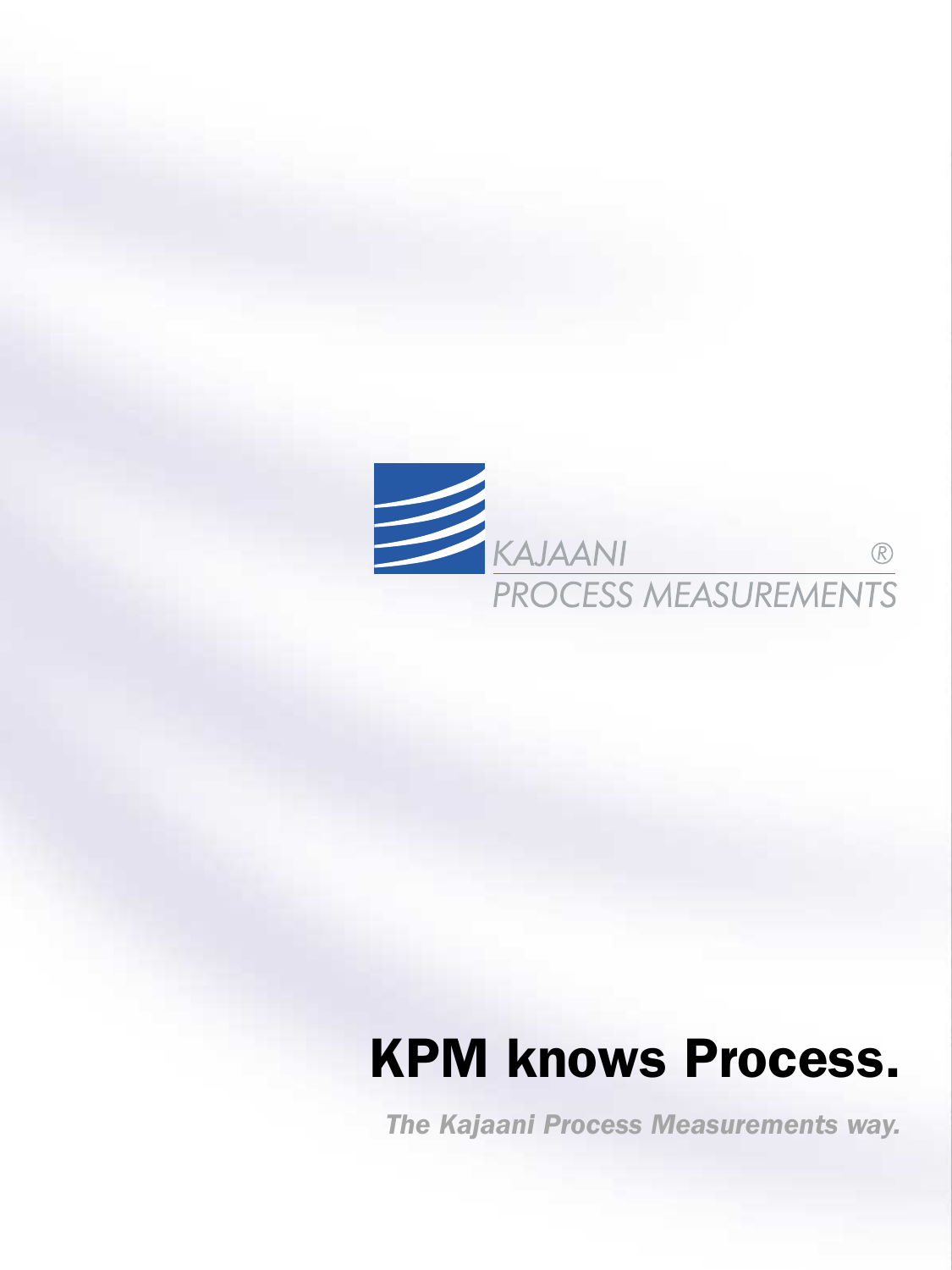KAJAANI ®
PROCESS MEASUREMENTS

# KPM knows Process.

***The Kajaani Process Measurements way.***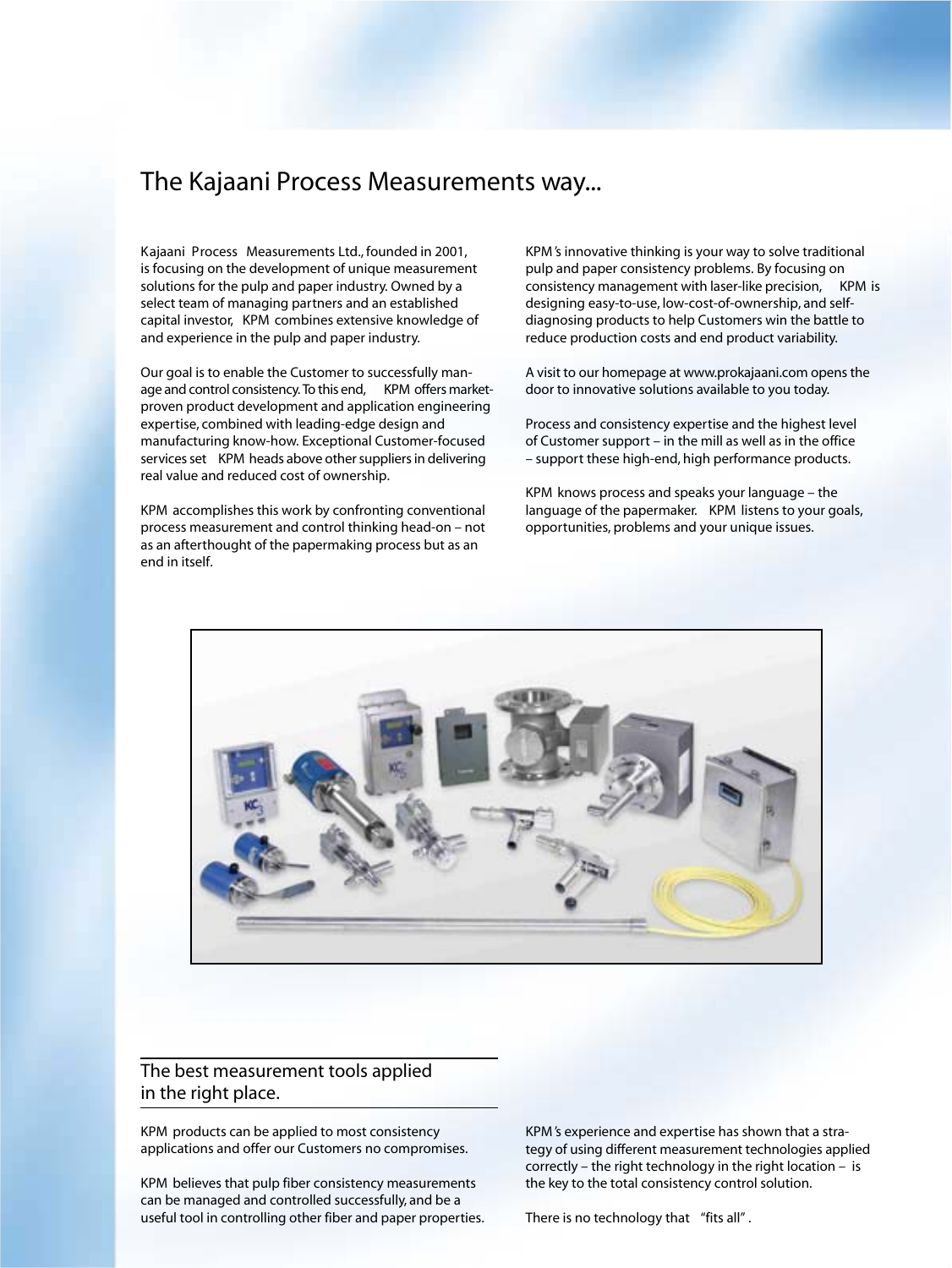# The Kajaani Process Measurements way...

Kajaani Process Measurements Ltd., founded in 2001, is focusing on the development of unique measurement solutions for the pulp and paper industry. Owned by a select team of managing partners and an established capital investor, KPM combines extensive knowledge of and experience in the pulp and paper industry.

Our goal is to enable the Customer to successfully manage and control consistency. To this end, KPM offers market-proven product development and application engineering expertise, combined with leading-edge design and manufacturing know-how. Exceptional Customer-focused services set KPM heads above other suppliers in delivering real value and reduced cost of ownership.

KPM accomplishes this work by confronting conventional process measurement and control thinking head-on – not as an afterthought of the papermaking process but as an end in itself.

KPM's innovative thinking is your way to solve traditional pulp and paper consistency problems. By focusing on consistency management with laser-like precision, KPM is designing easy-to-use, low-cost-of-ownership, and self-diagnosing products to help Customers win the battle to reduce production costs and end product variability.

A visit to our homepage at www.prokajaani.com opens the door to innovative solutions available to you today.

Process and consistency expertise and the highest level of Customer support – in the mill as well as in the office – support these high-end, high performance products.

KPM knows process and speaks your language – the language of the papermaker. KPM listens to your goals, opportunities, problems and your unique issues.

## The best measurement tools applied in the right place.

KPM products can be applied to most consistency applications and offer our Customers no compromises.

KPM believes that pulp fiber consistency measurements can be managed and controlled successfully, and be a useful tool in controlling other fiber and paper properties.

KPM's experience and expertise has shown that a strategy of using different measurement technologies applied correctly – the right technology in the right location – is the key to the total consistency control solution.

There is no technology that "fits all".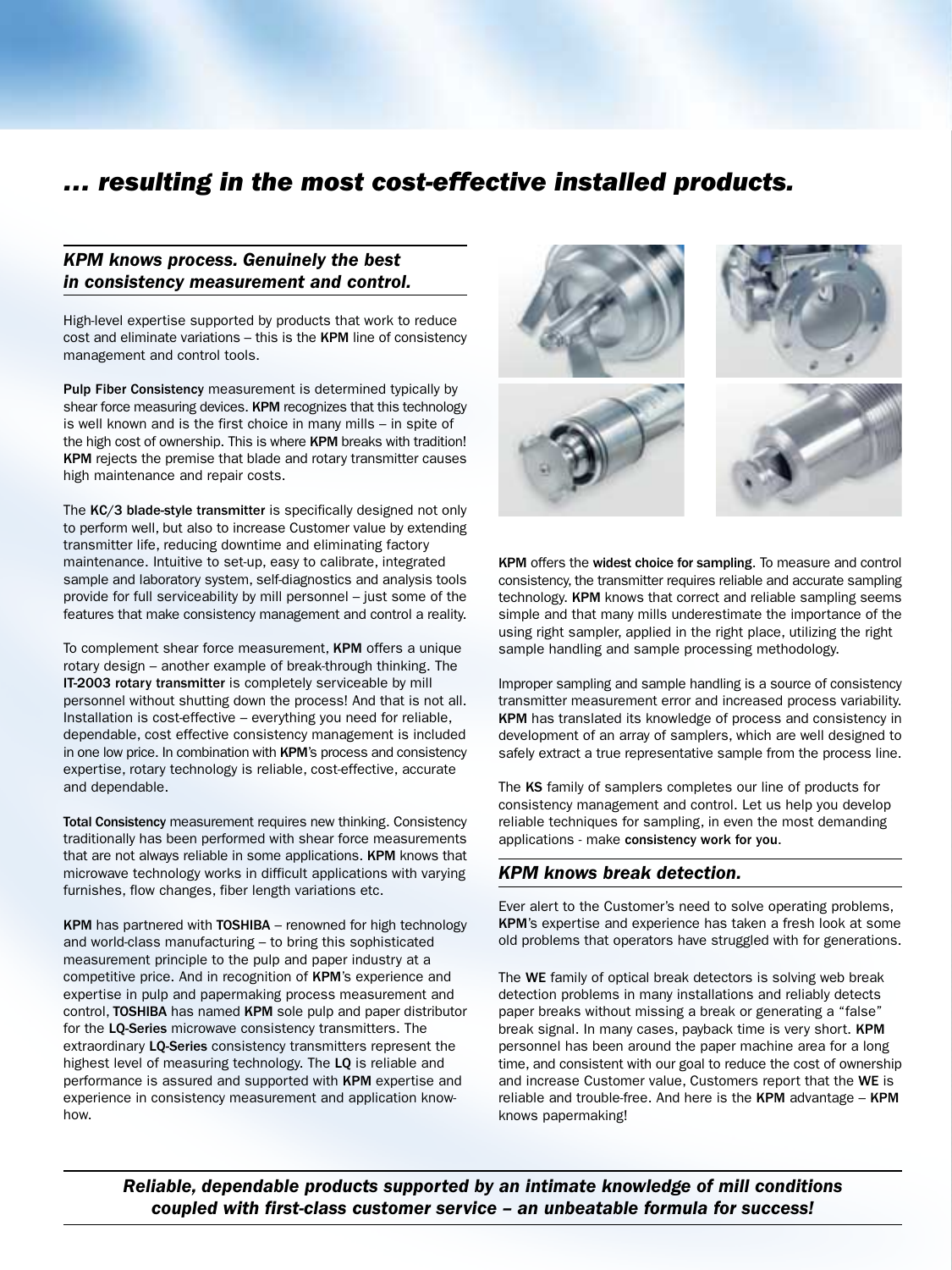# *… resulting in the most cost-effective installed products.*

## *KPM knows process. Genuinely the best in consistency measurement and control.*

High-level expertise supported by products that work to reduce cost and eliminate variations – this is the **KPM** line of consistency management and control tools.

**Pulp Fiber Consistency** measurement is determined typically by shear force measuring devices. **KPM** recognizes that this technology is well known and is the first choice in many mills – in spite of the high cost of ownership. This is where **KPM** breaks with tradition! **KPM** rejects the premise that blade and rotary transmitter causes high maintenance and repair costs.

The **KC/3 blade-style transmitter** is specifically designed not only to perform well, but also to increase Customer value by extending transmitter life, reducing downtime and eliminating factory maintenance. Intuitive to set-up, easy to calibrate, integrated sample and laboratory system, self-diagnostics and analysis tools provide for full serviceability by mill personnel – just some of the features that make consistency management and control a reality.

To complement shear force measurement, **KPM** offers a unique rotary design – another example of break-through thinking. The **IT-2003 rotary transmitter** is completely serviceable by mill personnel without shutting down the process! And that is not all. Installation is cost-effective – everything you need for reliable, dependable, cost effective consistency management is included in one low price. In combination with **KPM**'s process and consistency expertise, rotary technology is reliable, cost-effective, accurate and dependable.

**Total Consistency** measurement requires new thinking. Consistency traditionally has been performed with shear force measurements that are not always reliable in some applications. **KPM** knows that microwave technology works in difficult applications with varying furnishes, flow changes, fiber length variations etc.

**KPM** has partnered with **TOSHIBA** – renowned for high technology and world-class manufacturing – to bring this sophisticated measurement principle to the pulp and paper industry at a competitive price. And in recognition of **KPM**'s experience and expertise in pulp and papermaking process measurement and control, **TOSHIBA** has named **KPM** sole pulp and paper distributor for the **LQ-Series** microwave consistency transmitters. The extraordinary **LQ-Series** consistency transmitters represent the highest level of measuring technology. The **LQ** is reliable and performance is assured and supported with **KPM** expertise and experience in consistency measurement and application know-how.

**KPM** offers the **widest choice for sampling**. To measure and control consistency, the transmitter requires reliable and accurate sampling technology. **KPM** knows that correct and reliable sampling seems simple and that many mills underestimate the importance of the using right sampler, applied in the right place, utilizing the right sample handling and sample processing methodology.

Improper sampling and sample handling is a source of consistency transmitter measurement error and increased process variability. **KPM** has translated its knowledge of process and consistency in development of an array of samplers, which are well designed to safely extract a true representative sample from the process line.

The **KS** family of samplers completes our line of products for consistency management and control. Let us help you develop reliable techniques for sampling, in even the most demanding applications - make **consistency work for you**.

## *KPM knows break detection.*

Ever alert to the Customer's need to solve operating problems, **KPM**'s expertise and experience has taken a fresh look at some old problems that operators have struggled with for generations.

The **WE** family of optical break detectors is solving web break detection problems in many installations and reliably detects paper breaks without missing a break or generating a "false" break signal. In many cases, payback time is very short. **KPM** personnel has been around the paper machine area for a long time, and consistent with our goal to reduce the cost of ownership and increase Customer value, Customers report that the **WE** is reliable and trouble-free. And here is the **KPM** advantage – **KPM** knows papermaking!

***Reliable, dependable products supported by an intimate knowledge of mill conditions coupled with first-class customer service – an unbeatable formula for success!***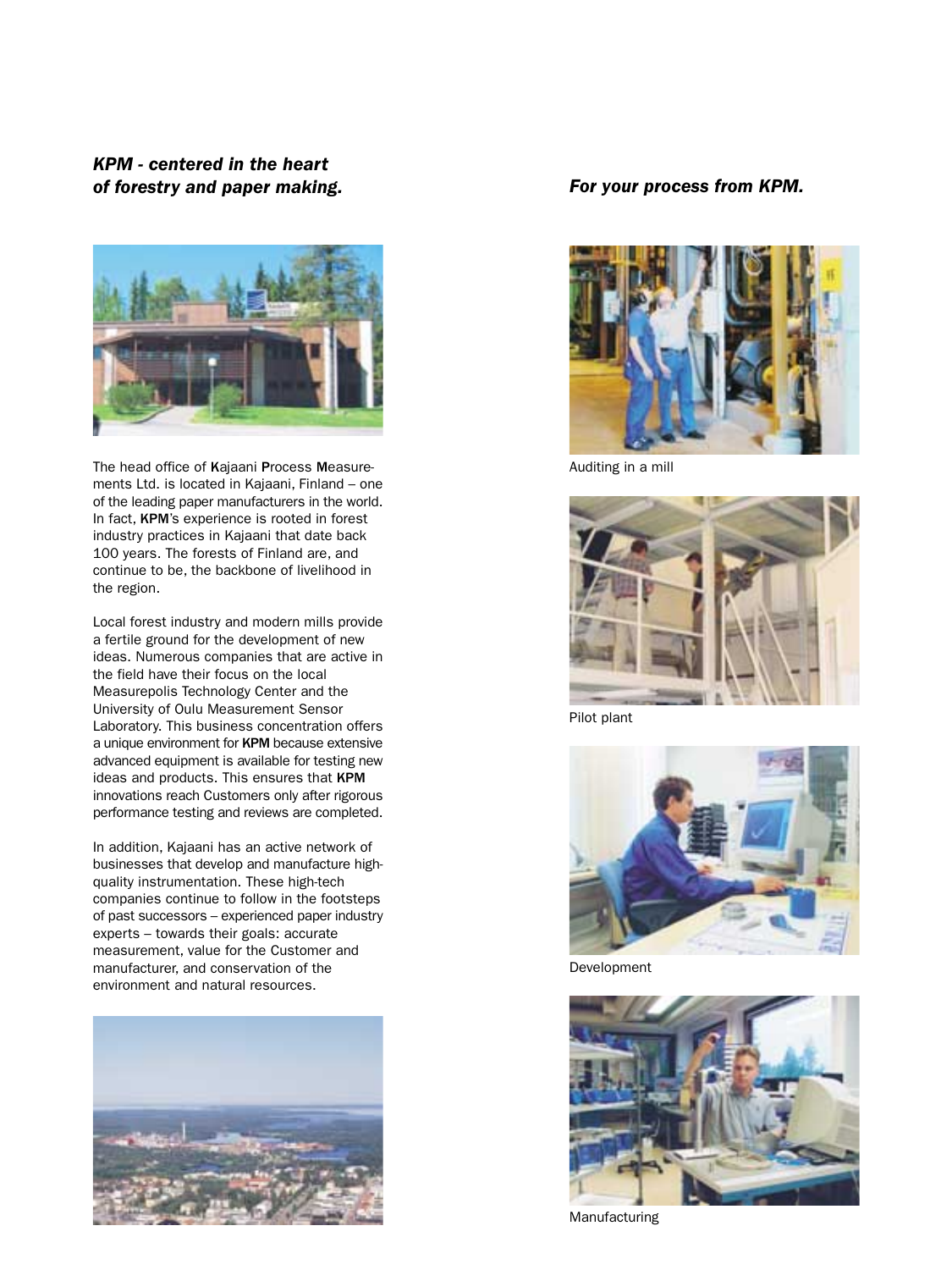## *KPM - centered in the heart of forestry and paper making.*

The head office of **K**ajaani **P**rocess **M**easurements Ltd. is located in Kajaani, Finland – one of the leading paper manufacturers in the world. In fact, **KPM**'s experience is rooted in forest industry practices in Kajaani that date back 100 years. The forests of Finland are, and continue to be, the backbone of livelihood in the region.

Local forest industry and modern mills provide a fertile ground for the development of new ideas. Numerous companies that are active in the field have their focus on the local Measurepolis Technology Center and the University of Oulu Measurement Sensor Laboratory. This business concentration offers a unique environment for **KPM** because extensive advanced equipment is available for testing new ideas and products. This ensures that **KPM** innovations reach Customers only after rigorous performance testing and reviews are completed.

In addition, Kajaani has an active network of businesses that develop and manufacture high-quality instrumentation. These high-tech companies continue to follow in the footsteps of past successors – experienced paper industry experts – towards their goals: accurate measurement, value for the Customer and manufacturer, and conservation of the environment and natural resources.

## *For your process from KPM.*

Auditing in a mill

Pilot plant

Development

Manufacturing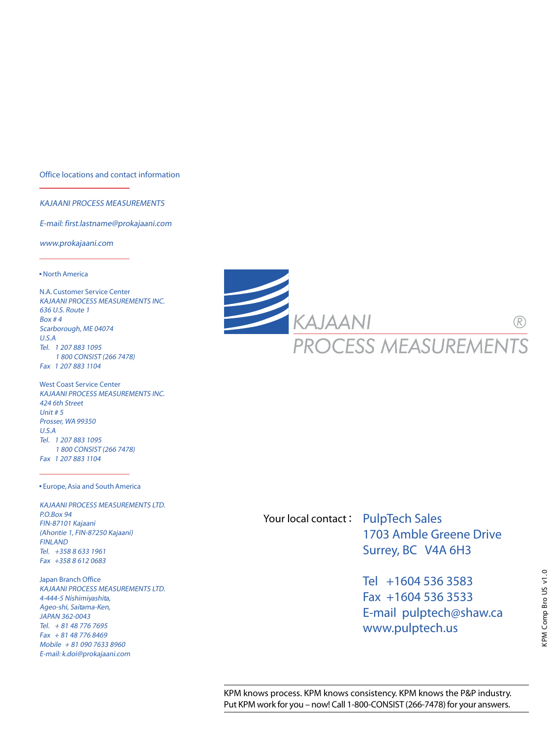Office locations and contact information

*KAJAANI PROCESS MEASUREMENTS*

*E-mail: first.lastname@prokajaani.com*

*www.prokajaani.com*

- North America

N.A. Customer Service Center
*KAJAANI PROCESS MEASUREMENTS INC.*
*636 U.S. Route 1*
*Box # 4*
*Scarborough, ME 04074*
*U.S.A*
*Tel. 1 207 883 1095*
*1 800 CONSIST (266 7478)*
*Fax 1 207 883 1104*

West Coast Service Center
*KAJAANI PROCESS MEASUREMENTS INC.*
*424 6th Street*
*Unit # 5*
*Prosser, WA 99350*
*U.S.A*
*Tel. 1 207 883 1095*
*1 800 CONSIST (266 7478)*
*Fax 1 207 883 1104*

- Europe, Asia and South America

*KAJAANI PROCESS MEASUREMENTS LTD.*
*P.O.Box 94*
*FIN-87101 Kajaani*
*(Ahontie 1, FIN-87250 Kajaani)*
*FINLAND*
*Tel. +358 8 633 1961*
*Fax +358 8 612 0683*

Japan Branch Office
*KAJAANI PROCESS MEASUREMENTS LTD.*
*4-444-5 Nishimiyashita,*
*Ageo-shi, Saitama-Ken,*
*JAPAN 362-0043*
*Tel. + 81 48 776 7695*
*Fax + 81 48 776 8469*
*Mobile + 81 090 7633 8960*
*E-mail: k.doi@prokajaani.com*

KAJAANI ®
PROCESS MEASUREMENTS

Your local contact : PulpTech Sales
1703 Amble Greene Drive
Surrey, BC V4A 6H3

Tel +1604 536 3583
Fax +1604 536 3533
E-mail pulptech@shaw.ca
www.pulptech.us

KPM knows process. KPM knows consistency. KPM knows the P&P industry.
Put KPM work for you – now! Call 1-800-CONSIST (266-7478) for your answers.

KPM Comp Bro US v1.0